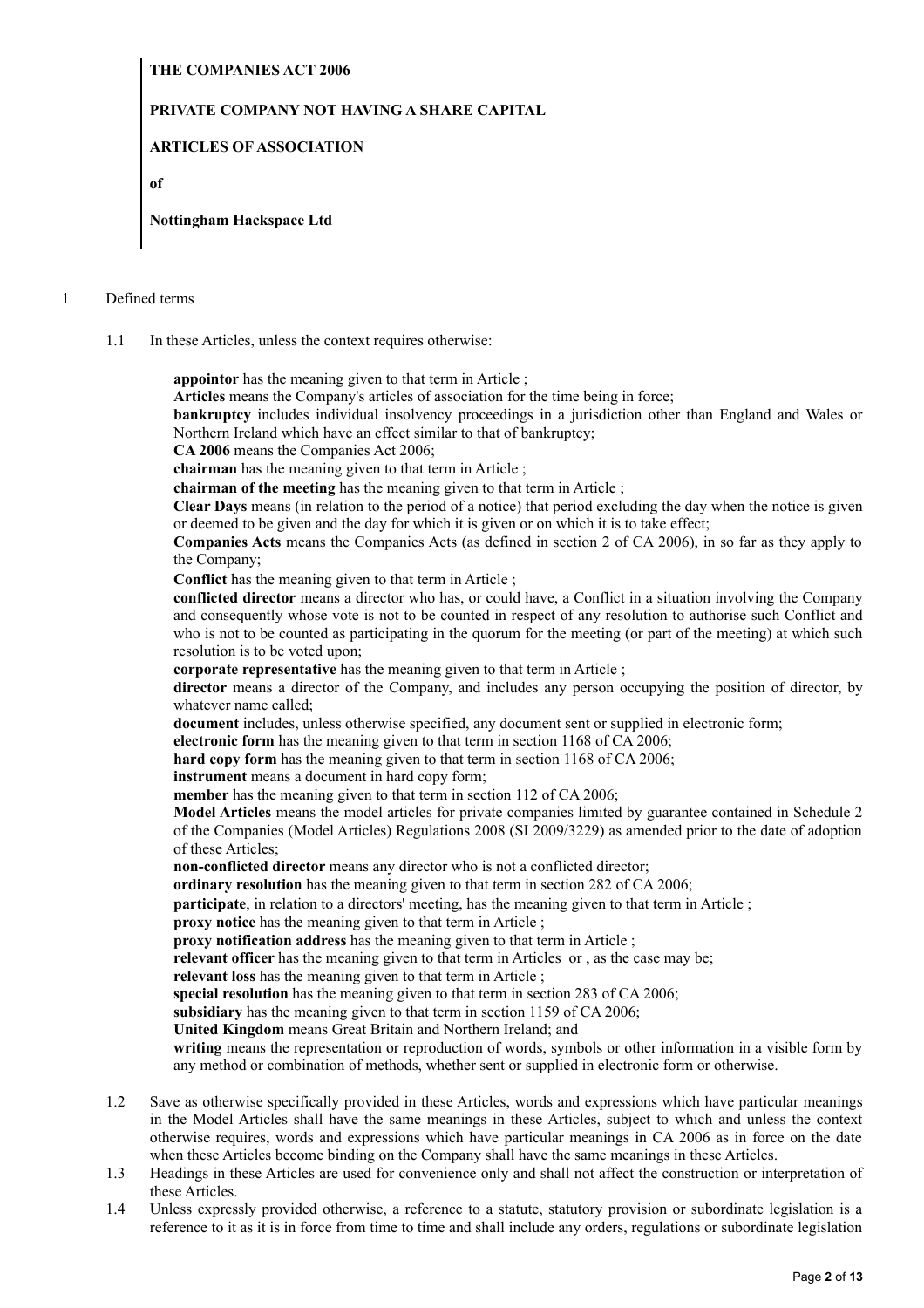**THE COMPANIES ACT 2006**

**PRIVATE COMPANY NOT HAVING A SHARE CAPITAL**

**ARTICLES OF ASSOCIATION**

**of**

**Nottingham Hackspace Ltd**

1 Defined terms

1.1 In these Articles, unless the context requires otherwise:

**appointor** has the meaning given to that term in Article ;
**Articles** means the Company's articles of association for the time being in force;
**bankruptcy** includes individual insolvency proceedings in a jurisdiction other than England and Wales or Northern Ireland which have an effect similar to that of bankruptcy;
**CA 2006** means the Companies Act 2006;
**chairman** has the meaning given to that term in Article ;
**chairman of the meeting** has the meaning given to that term in Article ;
**Clear Days** means (in relation to the period of a notice) that period excluding the day when the notice is given or deemed to be given and the day for which it is given or on which it is to take effect;
**Companies Acts** means the Companies Acts (as defined in section 2 of CA 2006), in so far as they apply to the Company;
**Conflict** has the meaning given to that term in Article ;
**conflicted director** means a director who has, or could have, a Conflict in a situation involving the Company and consequently whose vote is not to be counted in respect of any resolution to authorise such Conflict and who is not to be counted as participating in the quorum for the meeting (or part of the meeting) at which such resolution is to be voted upon;
**corporate representative** has the meaning given to that term in Article ;
**director** means a director of the Company, and includes any person occupying the position of director, by whatever name called;
**document** includes, unless otherwise specified, any document sent or supplied in electronic form;
**electronic form** has the meaning given to that term in section 1168 of CA 2006;
**hard copy form** has the meaning given to that term in section 1168 of CA 2006;
**instrument** means a document in hard copy form;
**member** has the meaning given to that term in section 112 of CA 2006;
**Model Articles** means the model articles for private companies limited by guarantee contained in Schedule 2 of the Companies (Model Articles) Regulations 2008 (SI 2009/3229) as amended prior to the date of adoption of these Articles;
**non-conflicted director** means any director who is not a conflicted director;
**ordinary resolution** has the meaning given to that term in section 282 of CA 2006;
**participate**, in relation to a directors' meeting, has the meaning given to that term in Article ;
**proxy notice** has the meaning given to that term in Article ;
**proxy notification address** has the meaning given to that term in Article ;
**relevant officer** has the meaning given to that term in Articles or , as the case may be;
**relevant loss** has the meaning given to that term in Article ;
**special resolution** has the meaning given to that term in section 283 of CA 2006;
**subsidiary** has the meaning given to that term in section 1159 of CA 2006;
**United Kingdom** means Great Britain and Northern Ireland; and
**writing** means the representation or reproduction of words, symbols or other information in a visible form by any method or combination of methods, whether sent or supplied in electronic form or otherwise.

1.2 Save as otherwise specifically provided in these Articles, words and expressions which have particular meanings in the Model Articles shall have the same meanings in these Articles, subject to which and unless the context otherwise requires, words and expressions which have particular meanings in CA 2006 as in force on the date when these Articles become binding on the Company shall have the same meanings in these Articles.

1.3 Headings in these Articles are used for convenience only and shall not affect the construction or interpretation of these Articles.

1.4 Unless expressly provided otherwise, a reference to a statute, statutory provision or subordinate legislation is a reference to it as it is in force from time to time and shall include any orders, regulations or subordinate legislation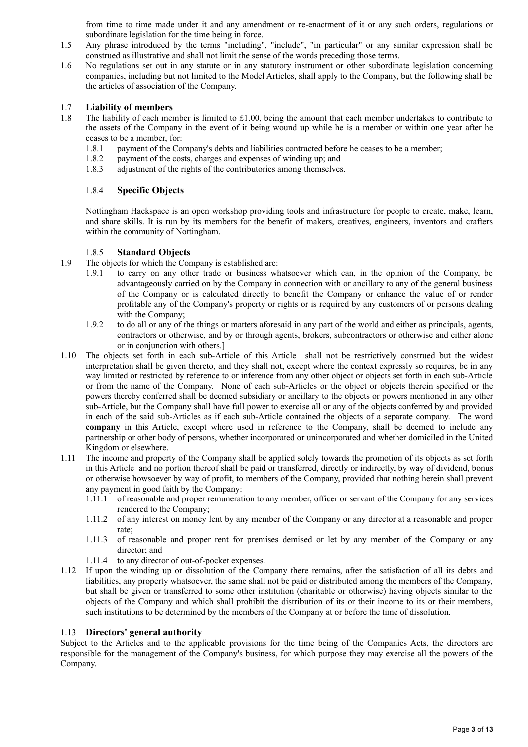from time to time made under it and any amendment or re-enactment of it or any such orders, regulations or subordinate legislation for the time being in force.

1.5 Any phrase introduced by the terms "including", "include", "in particular" or any similar expression shall be construed as illustrative and shall not limit the sense of the words preceding those terms.

1.6 No regulations set out in any statute or in any statutory instrument or other subordinate legislation concerning companies, including but not limited to the Model Articles, shall apply to the Company, but the following shall be the articles of association of the Company.

### 1.7 Liability of members

1.8 The liability of each member is limited to £1.00, being the amount that each member undertakes to contribute to the assets of the Company in the event of it being wound up while he is a member or within one year after he ceases to be a member, for:

1.8.1 payment of the Company's debts and liabilities contracted before he ceases to be a member;

1.8.2 payment of the costs, charges and expenses of winding up; and

1.8.3 adjustment of the rights of the contributories among themselves.

#### 1.8.4 Specific Objects

Nottingham Hackspace is an open workshop providing tools and infrastructure for people to create, make, learn, and share skills. It is run by its members for the benefit of makers, creatives, engineers, inventors and crafters within the community of Nottingham.

#### 1.8.5 Standard Objects

1.9 The objects for which the Company is established are:

1.9.1 to carry on any other trade or business whatsoever which can, in the opinion of the Company, be advantageously carried on by the Company in connection with or ancillary to any of the general business of the Company or is calculated directly to benefit the Company or enhance the value of or render profitable any of the Company's property or rights or is required by any customers of or persons dealing with the Company;

1.9.2 to do all or any of the things or matters aforesaid in any part of the world and either as principals, agents, contractors or otherwise, and by or through agents, brokers, subcontractors or otherwise and either alone or in conjunction with others.]

1.10 The objects set forth in each sub-Article of this Article shall not be restrictively construed but the widest interpretation shall be given thereto, and they shall not, except where the context expressly so requires, be in any way limited or restricted by reference to or inference from any other object or objects set forth in each sub-Article or from the name of the Company. None of each sub-Articles or the object or objects therein specified or the powers thereby conferred shall be deemed subsidiary or ancillary to the objects or powers mentioned in any other sub-Article, but the Company shall have full power to exercise all or any of the objects conferred by and provided in each of the said sub-Articles as if each sub-Article contained the objects of a separate company. The word **company** in this Article, except where used in reference to the Company, shall be deemed to include any partnership or other body of persons, whether incorporated or unincorporated and whether domiciled in the United Kingdom or elsewhere.

1.11 The income and property of the Company shall be applied solely towards the promotion of its objects as set forth in this Article and no portion thereof shall be paid or transferred, directly or indirectly, by way of dividend, bonus or otherwise howsoever by way of profit, to members of the Company, provided that nothing herein shall prevent any payment in good faith by the Company:

1.11.1 of reasonable and proper remuneration to any member, officer or servant of the Company for any services rendered to the Company;

1.11.2 of any interest on money lent by any member of the Company or any director at a reasonable and proper rate;

1.11.3 of reasonable and proper rent for premises demised or let by any member of the Company or any director; and

1.11.4 to any director of out-of-pocket expenses.

1.12 If upon the winding up or dissolution of the Company there remains, after the satisfaction of all its debts and liabilities, any property whatsoever, the same shall not be paid or distributed among the members of the Company, but shall be given or transferred to some other institution (charitable or otherwise) having objects similar to the objects of the Company and which shall prohibit the distribution of its or their income to its or their members, such institutions to be determined by the members of the Company at or before the time of dissolution.

### 1.13 Directors' general authority

Subject to the Articles and to the applicable provisions for the time being of the Companies Acts, the directors are responsible for the management of the Company's business, for which purpose they may exercise all the powers of the Company.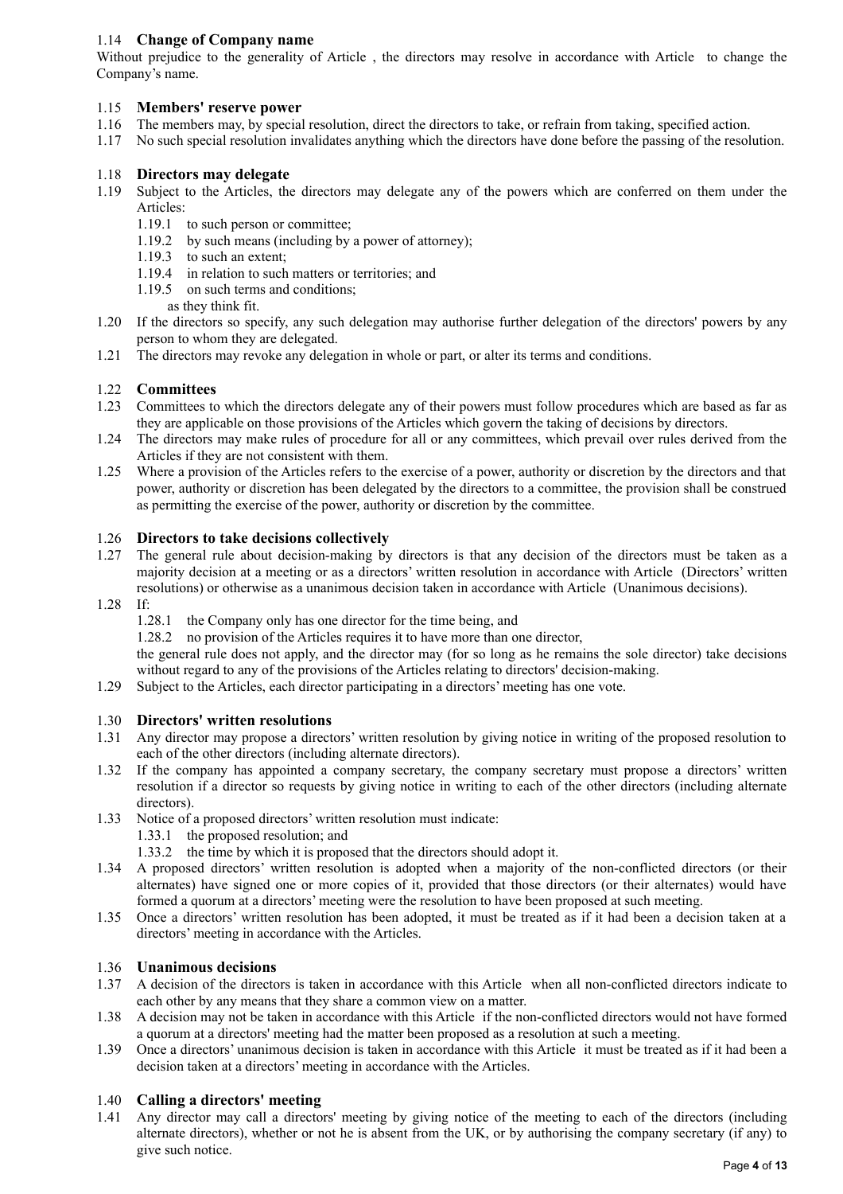### 1.14 Change of Company name

Without prejudice to the generality of Article , the directors may resolve in accordance with Article to change the Company's name.

### 1.15 Members' reserve power

1.16 The members may, by special resolution, direct the directors to take, or refrain from taking, specified action.

1.17 No such special resolution invalidates anything which the directors have done before the passing of the resolution.

### 1.18 Directors may delegate

1.19 Subject to the Articles, the directors may delegate any of the powers which are conferred on them under the Articles:

- 1.19.1 to such person or committee;
- 1.19.2 by such means (including by a power of attorney);
- 1.19.3 to such an extent;
- 1.19.4 in relation to such matters or territories; and
- 1.19.5 on such terms and conditions;

as they think fit.

1.20 If the directors so specify, any such delegation may authorise further delegation of the directors' powers by any person to whom they are delegated.

1.21 The directors may revoke any delegation in whole or part, or alter its terms and conditions.

### 1.22 Committees

1.23 Committees to which the directors delegate any of their powers must follow procedures which are based as far as they are applicable on those provisions of the Articles which govern the taking of decisions by directors.

1.24 The directors may make rules of procedure for all or any committees, which prevail over rules derived from the Articles if they are not consistent with them.

1.25 Where a provision of the Articles refers to the exercise of a power, authority or discretion by the directors and that power, authority or discretion has been delegated by the directors to a committee, the provision shall be construed as permitting the exercise of the power, authority or discretion by the committee.

### 1.26 Directors to take decisions collectively

1.27 The general rule about decision-making by directors is that any decision of the directors must be taken as a majority decision at a meeting or as a directors' written resolution in accordance with Article (Directors' written resolutions) or otherwise as a unanimous decision taken in accordance with Article (Unanimous decisions).

1.28 If:

- 1.28.1 the Company only has one director for the time being, and
- 1.28.2 no provision of the Articles requires it to have more than one director,

the general rule does not apply, and the director may (for so long as he remains the sole director) take decisions without regard to any of the provisions of the Articles relating to directors' decision-making.

1.29 Subject to the Articles, each director participating in a directors' meeting has one vote.

### 1.30 Directors' written resolutions

1.31 Any director may propose a directors' written resolution by giving notice in writing of the proposed resolution to each of the other directors (including alternate directors).

1.32 If the company has appointed a company secretary, the company secretary must propose a directors' written resolution if a director so requests by giving notice in writing to each of the other directors (including alternate directors).

1.33 Notice of a proposed directors' written resolution must indicate:

- 1.33.1 the proposed resolution; and
- 1.33.2 the time by which it is proposed that the directors should adopt it.

1.34 A proposed directors' written resolution is adopted when a majority of the non-conflicted directors (or their alternates) have signed one or more copies of it, provided that those directors (or their alternates) would have formed a quorum at a directors' meeting were the resolution to have been proposed at such meeting.

1.35 Once a directors' written resolution has been adopted, it must be treated as if it had been a decision taken at a directors' meeting in accordance with the Articles.

### 1.36 Unanimous decisions

1.37 A decision of the directors is taken in accordance with this Article when all non-conflicted directors indicate to each other by any means that they share a common view on a matter.

1.38 A decision may not be taken in accordance with this Article if the non-conflicted directors would not have formed a quorum at a directors' meeting had the matter been proposed as a resolution at such a meeting.

1.39 Once a directors' unanimous decision is taken in accordance with this Article it must be treated as if it had been a decision taken at a directors' meeting in accordance with the Articles.

### 1.40 Calling a directors' meeting

1.41 Any director may call a directors' meeting by giving notice of the meeting to each of the directors (including alternate directors), whether or not he is absent from the UK, or by authorising the company secretary (if any) to give such notice.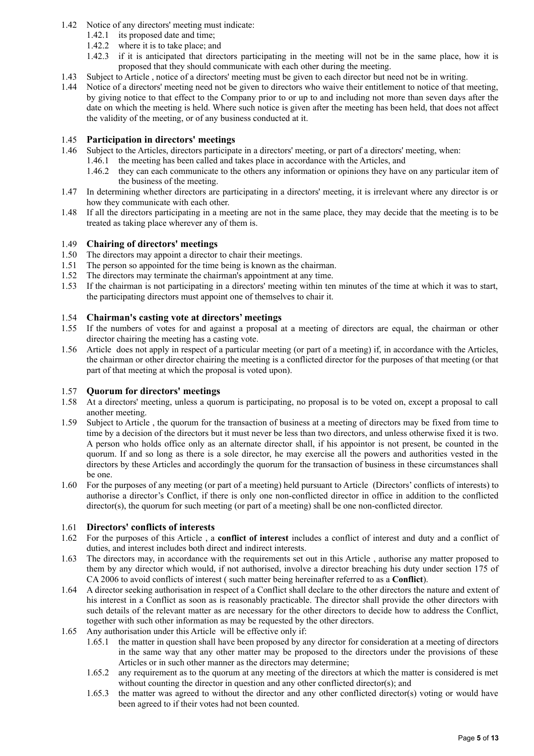1.42 Notice of any directors' meeting must indicate:

   1.42.1 its proposed date and time;

   1.42.2 where it is to take place; and

   1.42.3 if it is anticipated that directors participating in the meeting will not be in the same place, how it is proposed that they should communicate with each other during the meeting.

1.43 Subject to Article , notice of a directors' meeting must be given to each director but need not be in writing.

1.44 Notice of a directors' meeting need not be given to directors who waive their entitlement to notice of that meeting, by giving notice to that effect to the Company prior to or up to and including not more than seven days after the date on which the meeting is held. Where such notice is given after the meeting has been held, that does not affect the validity of the meeting, or of any business conducted at it.

1.45 **Participation in directors' meetings**

1.46 Subject to the Articles, directors participate in a directors' meeting, or part of a directors' meeting, when:

   1.46.1 the meeting has been called and takes place in accordance with the Articles, and

   1.46.2 they can each communicate to the others any information or opinions they have on any particular item of the business of the meeting.

1.47 In determining whether directors are participating in a directors' meeting, it is irrelevant where any director is or how they communicate with each other.

1.48 If all the directors participating in a meeting are not in the same place, they may decide that the meeting is to be treated as taking place wherever any of them is.

1.49 **Chairing of directors' meetings**

1.50 The directors may appoint a director to chair their meetings.

1.51 The person so appointed for the time being is known as the chairman.

1.52 The directors may terminate the chairman's appointment at any time.

1.53 If the chairman is not participating in a directors' meeting within ten minutes of the time at which it was to start, the participating directors must appoint one of themselves to chair it.

1.54 **Chairman's casting vote at directors' meetings**

1.55 If the numbers of votes for and against a proposal at a meeting of directors are equal, the chairman or other director chairing the meeting has a casting vote.

1.56 Article  does not apply in respect of a particular meeting (or part of a meeting) if, in accordance with the Articles, the chairman or other director chairing the meeting is a conflicted director for the purposes of that meeting (or that part of that meeting at which the proposal is voted upon).

1.57 **Quorum for directors' meetings**

1.58 At a directors' meeting, unless a quorum is participating, no proposal is to be voted on, except a proposal to call another meeting.

1.59 Subject to Article , the quorum for the transaction of business at a meeting of directors may be fixed from time to time by a decision of the directors but it must never be less than two directors, and unless otherwise fixed it is two. A person who holds office only as an alternate director shall, if his appointor is not present, be counted in the quorum. If and so long as there is a sole director, he may exercise all the powers and authorities vested in the directors by these Articles and accordingly the quorum for the transaction of business in these circumstances shall be one.

1.60 For the purposes of any meeting (or part of a meeting) held pursuant to Article  (Directors' conflicts of interests) to authorise a director's Conflict, if there is only one non-conflicted director in office in addition to the conflicted director(s), the quorum for such meeting (or part of a meeting) shall be one non-conflicted director.

1.61 **Directors' conflicts of interests**

1.62 For the purposes of this Article , a **conflict of interest** includes a conflict of interest and duty and a conflict of duties, and interest includes both direct and indirect interests.

1.63 The directors may, in accordance with the requirements set out in this Article , authorise any matter proposed to them by any director which would, if not authorised, involve a director breaching his duty under section 175 of CA 2006 to avoid conflicts of interest ( such matter being hereinafter referred to as a **Conflict**).

1.64 A director seeking authorisation in respect of a Conflict shall declare to the other directors the nature and extent of his interest in a Conflict as soon as is reasonably practicable. The director shall provide the other directors with such details of the relevant matter as are necessary for the other directors to decide how to address the Conflict, together with such other information as may be requested by the other directors.

1.65 Any authorisation under this Article  will be effective only if:

   1.65.1 the matter in question shall have been proposed by any director for consideration at a meeting of directors in the same way that any other matter may be proposed to the directors under the provisions of these Articles or in such other manner as the directors may determine;

   1.65.2 any requirement as to the quorum at any meeting of the directors at which the matter is considered is met without counting the director in question and any other conflicted director(s); and

   1.65.3 the matter was agreed to without the director and any other conflicted director(s) voting or would have been agreed to if their votes had not been counted.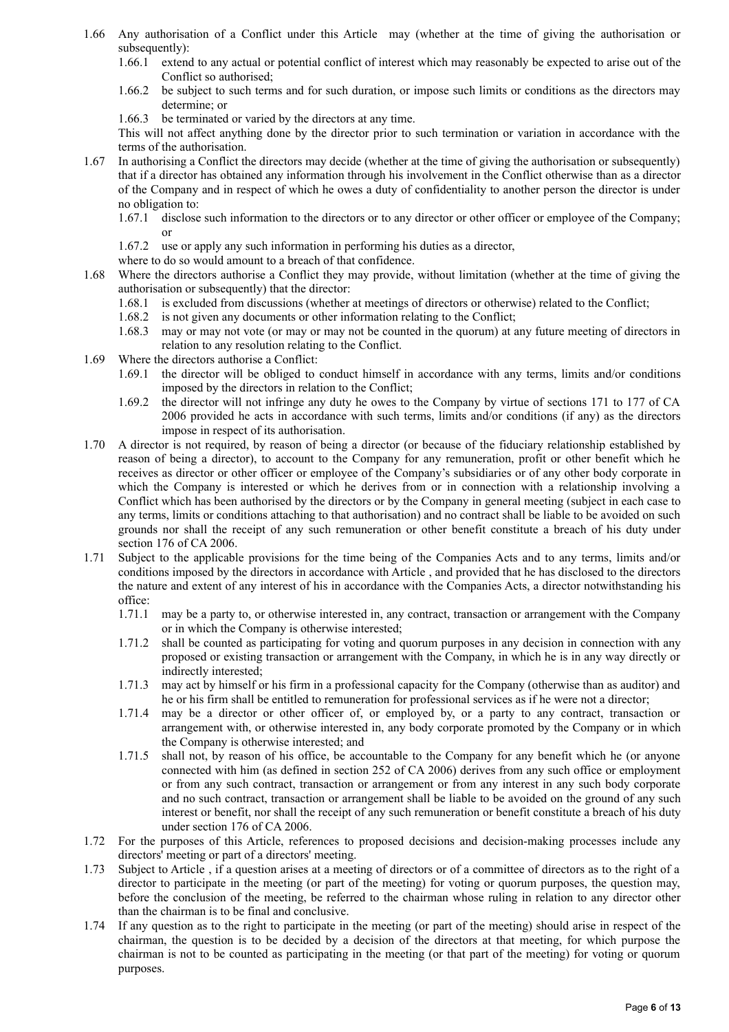1.66 Any authorisation of a Conflict under this Article  may (whether at the time of giving the authorisation or subsequently):

   1.66.1 extend to any actual or potential conflict of interest which may reasonably be expected to arise out of the Conflict so authorised;

   1.66.2 be subject to such terms and for such duration, or impose such limits or conditions as the directors may determine; or

   1.66.3 be terminated or varied by the directors at any time.

   This will not affect anything done by the director prior to such termination or variation in accordance with the terms of the authorisation.

1.67 In authorising a Conflict the directors may decide (whether at the time of giving the authorisation or subsequently) that if a director has obtained any information through his involvement in the Conflict otherwise than as a director of the Company and in respect of which he owes a duty of confidentiality to another person the director is under no obligation to:

   1.67.1 disclose such information to the directors or to any director or other officer or employee of the Company; or

   1.67.2 use or apply any such information in performing his duties as a director,

   where to do so would amount to a breach of that confidence.

1.68 Where the directors authorise a Conflict they may provide, without limitation (whether at the time of giving the authorisation or subsequently) that the director:

   1.68.1 is excluded from discussions (whether at meetings of directors or otherwise) related to the Conflict;

   1.68.2 is not given any documents or other information relating to the Conflict;

   1.68.3 may or may not vote (or may or may not be counted in the quorum) at any future meeting of directors in relation to any resolution relating to the Conflict.

1.69 Where the directors authorise a Conflict:

   1.69.1 the director will be obliged to conduct himself in accordance with any terms, limits and/or conditions imposed by the directors in relation to the Conflict;

   1.69.2 the director will not infringe any duty he owes to the Company by virtue of sections 171 to 177 of CA 2006 provided he acts in accordance with such terms, limits and/or conditions (if any) as the directors impose in respect of its authorisation.

1.70 A director is not required, by reason of being a director (or because of the fiduciary relationship established by reason of being a director), to account to the Company for any remuneration, profit or other benefit which he receives as director or other officer or employee of the Company's subsidiaries or of any other body corporate in which the Company is interested or which he derives from or in connection with a relationship involving a Conflict which has been authorised by the directors or by the Company in general meeting (subject in each case to any terms, limits or conditions attaching to that authorisation) and no contract shall be liable to be avoided on such grounds nor shall the receipt of any such remuneration or other benefit constitute a breach of his duty under section 176 of CA 2006.

1.71 Subject to the applicable provisions for the time being of the Companies Acts and to any terms, limits and/or conditions imposed by the directors in accordance with Article , and provided that he has disclosed to the directors the nature and extent of any interest of his in accordance with the Companies Acts, a director notwithstanding his office:

   1.71.1 may be a party to, or otherwise interested in, any contract, transaction or arrangement with the Company or in which the Company is otherwise interested;

   1.71.2 shall be counted as participating for voting and quorum purposes in any decision in connection with any proposed or existing transaction or arrangement with the Company, in which he is in any way directly or indirectly interested;

   1.71.3 may act by himself or his firm in a professional capacity for the Company (otherwise than as auditor) and he or his firm shall be entitled to remuneration for professional services as if he were not a director;

   1.71.4 may be a director or other officer of, or employed by, or a party to any contract, transaction or arrangement with, or otherwise interested in, any body corporate promoted by the Company or in which the Company is otherwise interested; and

   1.71.5 shall not, by reason of his office, be accountable to the Company for any benefit which he (or anyone connected with him (as defined in section 252 of CA 2006) derives from any such office or employment or from any such contract, transaction or arrangement or from any interest in any such body corporate and no such contract, transaction or arrangement shall be liable to be avoided on the ground of any such interest or benefit, nor shall the receipt of any such remuneration or benefit constitute a breach of his duty under section 176 of CA 2006.

1.72 For the purposes of this Article, references to proposed decisions and decision-making processes include any directors' meeting or part of a directors' meeting.

1.73 Subject to Article , if a question arises at a meeting of directors or of a committee of directors as to the right of a director to participate in the meeting (or part of the meeting) for voting or quorum purposes, the question may, before the conclusion of the meeting, be referred to the chairman whose ruling in relation to any director other than the chairman is to be final and conclusive.

1.74 If any question as to the right to participate in the meeting (or part of the meeting) should arise in respect of the chairman, the question is to be decided by a decision of the directors at that meeting, for which purpose the chairman is not to be counted as participating in the meeting (or that part of the meeting) for voting or quorum purposes.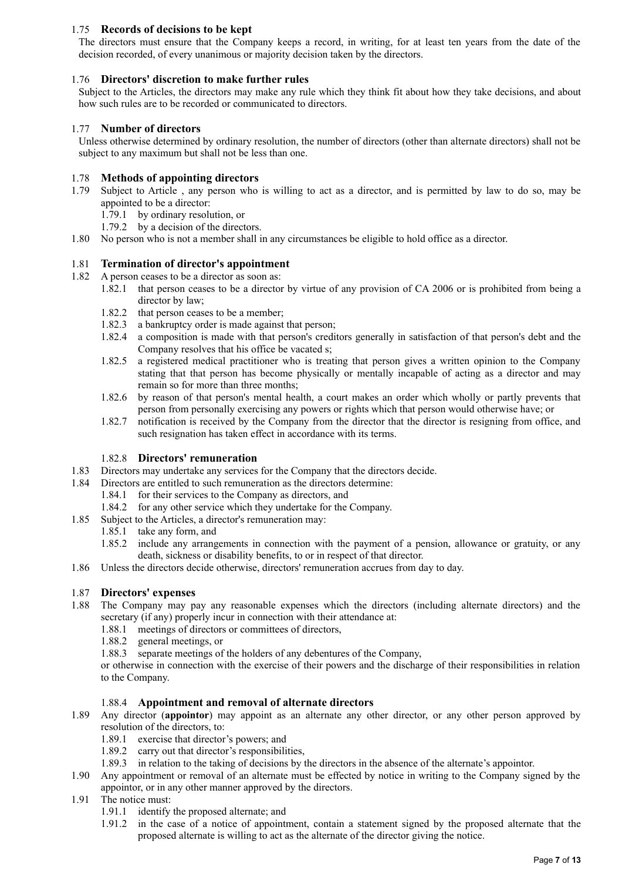### 1.75 Records of decisions to be kept

The directors must ensure that the Company keeps a record, in writing, for at least ten years from the date of the decision recorded, of every unanimous or majority decision taken by the directors.

### 1.76 Directors' discretion to make further rules

Subject to the Articles, the directors may make any rule which they think fit about how they take decisions, and about how such rules are to be recorded or communicated to directors.

### 1.77 Number of directors

Unless otherwise determined by ordinary resolution, the number of directors (other than alternate directors) shall not be subject to any maximum but shall not be less than one.

### 1.78 Methods of appointing directors

1.79 Subject to Article , any person who is willing to act as a director, and is permitted by law to do so, may be appointed to be a director:

- 1.79.1 by ordinary resolution, or
- 1.79.2 by a decision of the directors.

1.80 No person who is not a member shall in any circumstances be eligible to hold office as a director.

### 1.81 Termination of director's appointment

1.82 A person ceases to be a director as soon as:

- 1.82.1 that person ceases to be a director by virtue of any provision of CA 2006 or is prohibited from being a director by law;
- 1.82.2 that person ceases to be a member;
- 1.82.3 a bankruptcy order is made against that person;
- 1.82.4 a composition is made with that person's creditors generally in satisfaction of that person's debt and the Company resolves that his office be vacated s;
- 1.82.5 a registered medical practitioner who is treating that person gives a written opinion to the Company stating that that person has become physically or mentally incapable of acting as a director and may remain so for more than three months;
- 1.82.6 by reason of that person's mental health, a court makes an order which wholly or partly prevents that person from personally exercising any powers or rights which that person would otherwise have; or
- 1.82.7 notification is received by the Company from the director that the director is resigning from office, and such resignation has taken effect in accordance with its terms.

### 1.82.8 Directors' remuneration

1.83 Directors may undertake any services for the Company that the directors decide.

1.84 Directors are entitled to such remuneration as the directors determine:

- 1.84.1 for their services to the Company as directors, and
- 1.84.2 for any other service which they undertake for the Company.

1.85 Subject to the Articles, a director's remuneration may:

- 1.85.1 take any form, and
- 1.85.2 include any arrangements in connection with the payment of a pension, allowance or gratuity, or any death, sickness or disability benefits, to or in respect of that director.

1.86 Unless the directors decide otherwise, directors' remuneration accrues from day to day.

### 1.87 Directors' expenses

1.88 The Company may pay any reasonable expenses which the directors (including alternate directors) and the secretary (if any) properly incur in connection with their attendance at:

- 1.88.1 meetings of directors or committees of directors,
- 1.88.2 general meetings, or
- 1.88.3 separate meetings of the holders of any debentures of the Company,

or otherwise in connection with the exercise of their powers and the discharge of their responsibilities in relation to the Company.

### 1.88.4 Appointment and removal of alternate directors

1.89 Any director (**appointor**) may appoint as an alternate any other director, or any other person approved by resolution of the directors, to:

- 1.89.1 exercise that director's powers; and
- 1.89.2 carry out that director's responsibilities,
- 1.89.3 in relation to the taking of decisions by the directors in the absence of the alternate's appointor.

1.90 Any appointment or removal of an alternate must be effected by notice in writing to the Company signed by the appointor, or in any other manner approved by the directors.

1.91 The notice must:

- 1.91.1 identify the proposed alternate; and
- 1.91.2 in the case of a notice of appointment, contain a statement signed by the proposed alternate that the proposed alternate is willing to act as the alternate of the director giving the notice.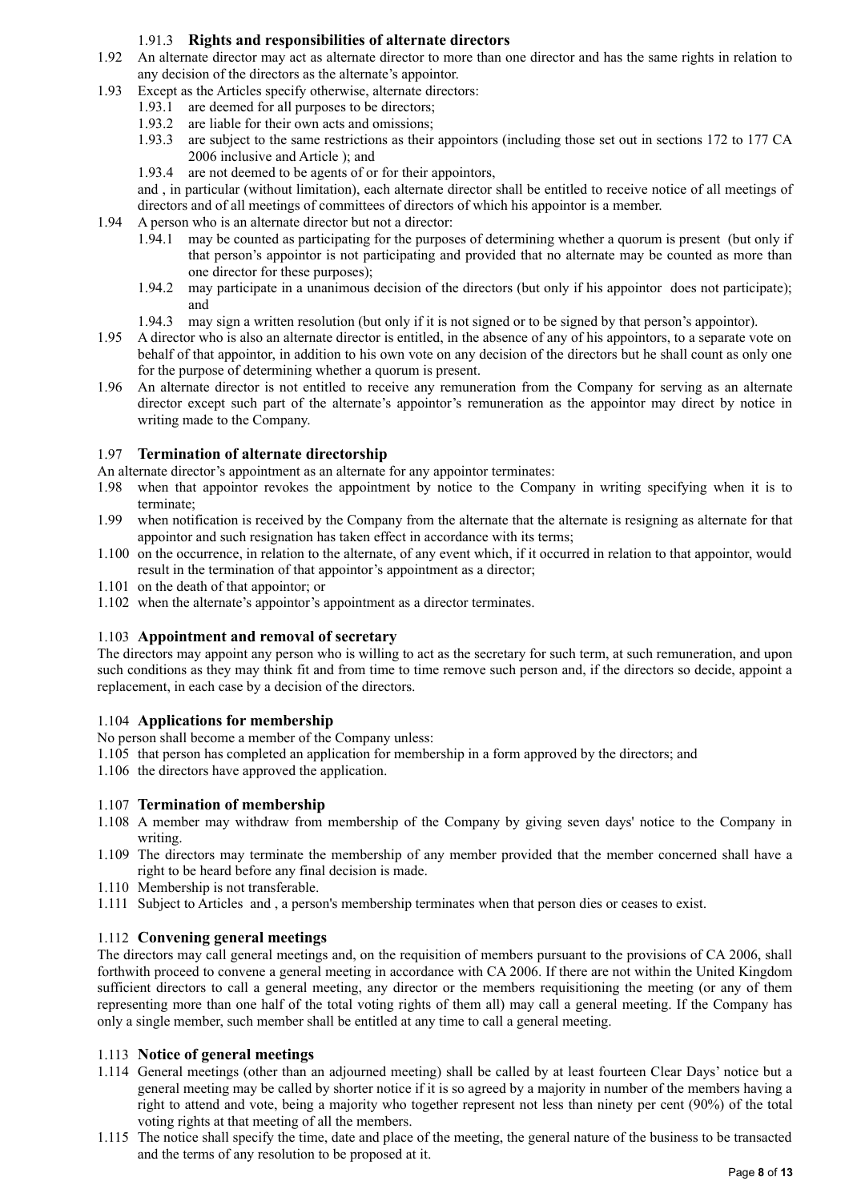### 1.91.3 Rights and responsibilities of alternate directors

1.92 An alternate director may act as alternate director to more than one director and has the same rights in relation to any decision of the directors as the alternate's appointor.

1.93 Except as the Articles specify otherwise, alternate directors:

- 1.93.1 are deemed for all purposes to be directors;
- 1.93.2 are liable for their own acts and omissions;
- 1.93.3 are subject to the same restrictions as their appointors (including those set out in sections 172 to 177 CA 2006 inclusive and Article ); and
- 1.93.4 are not deemed to be agents of or for their appointors,

and , in particular (without limitation), each alternate director shall be entitled to receive notice of all meetings of directors and of all meetings of committees of directors of which his appointor is a member.

1.94 A person who is an alternate director but not a director:

- 1.94.1 may be counted as participating for the purposes of determining whether a quorum is present (but only if that person's appointor is not participating and provided that no alternate may be counted as more than one director for these purposes);
- 1.94.2 may participate in a unanimous decision of the directors (but only if his appointor does not participate); and
- 1.94.3 may sign a written resolution (but only if it is not signed or to be signed by that person's appointor).

1.95 A director who is also an alternate director is entitled, in the absence of any of his appointors, to a separate vote on behalf of that appointor, in addition to his own vote on any decision of the directors but he shall count as only one for the purpose of determining whether a quorum is present.

1.96 An alternate director is not entitled to receive any remuneration from the Company for serving as an alternate director except such part of the alternate's appointor's remuneration as the appointor may direct by notice in writing made to the Company.

### 1.97 Termination of alternate directorship

An alternate director's appointment as an alternate for any appointor terminates:

1.98 when that appointor revokes the appointment by notice to the Company in writing specifying when it is to terminate;

1.99 when notification is received by the Company from the alternate that the alternate is resigning as alternate for that appointor and such resignation has taken effect in accordance with its terms;

1.100 on the occurrence, in relation to the alternate, of any event which, if it occurred in relation to that appointor, would result in the termination of that appointor's appointment as a director;

1.101 on the death of that appointor; or

1.102 when the alternate's appointor's appointment as a director terminates.

### 1.103 Appointment and removal of secretary

The directors may appoint any person who is willing to act as the secretary for such term, at such remuneration, and upon such conditions as they may think fit and from time to time remove such person and, if the directors so decide, appoint a replacement, in each case by a decision of the directors.

### 1.104 Applications for membership

No person shall become a member of the Company unless:

1.105 that person has completed an application for membership in a form approved by the directors; and

1.106 the directors have approved the application.

### 1.107 Termination of membership

1.108 A member may withdraw from membership of the Company by giving seven days' notice to the Company in writing.

1.109 The directors may terminate the membership of any member provided that the member concerned shall have a right to be heard before any final decision is made.

1.110 Membership is not transferable.

1.111 Subject to Articles and , a person's membership terminates when that person dies or ceases to exist.

### 1.112 Convening general meetings

The directors may call general meetings and, on the requisition of members pursuant to the provisions of CA 2006, shall forthwith proceed to convene a general meeting in accordance with CA 2006. If there are not within the United Kingdom sufficient directors to call a general meeting, any director or the members requisitioning the meeting (or any of them representing more than one half of the total voting rights of them all) may call a general meeting. If the Company has only a single member, such member shall be entitled at any time to call a general meeting.

### 1.113 Notice of general meetings

1.114 General meetings (other than an adjourned meeting) shall be called by at least fourteen Clear Days' notice but a general meeting may be called by shorter notice if it is so agreed by a majority in number of the members having a right to attend and vote, being a majority who together represent not less than ninety per cent (90%) of the total voting rights at that meeting of all the members.

1.115 The notice shall specify the time, date and place of the meeting, the general nature of the business to be transacted and the terms of any resolution to be proposed at it.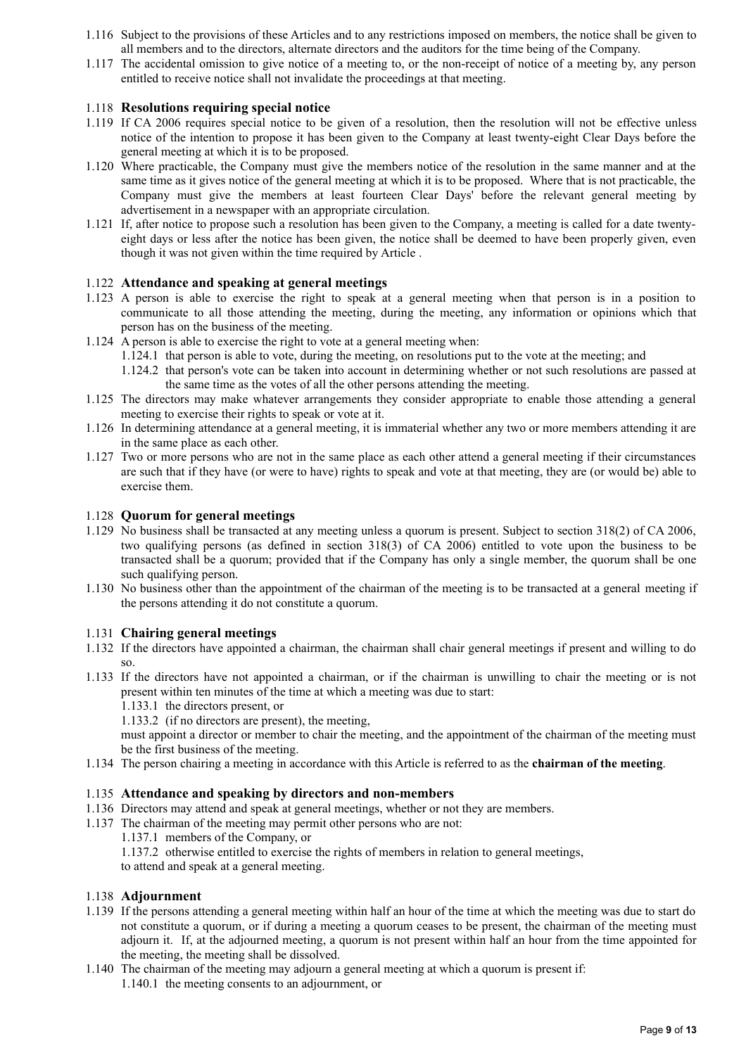1.116 Subject to the provisions of these Articles and to any restrictions imposed on members, the notice shall be given to all members and to the directors, alternate directors and the auditors for the time being of the Company.

1.117 The accidental omission to give notice of a meeting to, or the non-receipt of notice of a meeting by, any person entitled to receive notice shall not invalidate the proceedings at that meeting.

### 1.118 **Resolutions requiring special notice**

1.119 If CA 2006 requires special notice to be given of a resolution, then the resolution will not be effective unless notice of the intention to propose it has been given to the Company at least twenty-eight Clear Days before the general meeting at which it is to be proposed.

1.120 Where practicable, the Company must give the members notice of the resolution in the same manner and at the same time as it gives notice of the general meeting at which it is to be proposed. Where that is not practicable, the Company must give the members at least fourteen Clear Days' before the relevant general meeting by advertisement in a newspaper with an appropriate circulation.

1.121 If, after notice to propose such a resolution has been given to the Company, a meeting is called for a date twenty-eight days or less after the notice has been given, the notice shall be deemed to have been properly given, even though it was not given within the time required by Article .

### 1.122 **Attendance and speaking at general meetings**

1.123 A person is able to exercise the right to speak at a general meeting when that person is in a position to communicate to all those attending the meeting, during the meeting, any information or opinions which that person has on the business of the meeting.

1.124 A person is able to exercise the right to vote at a general meeting when:

- 1.124.1 that person is able to vote, during the meeting, on resolutions put to the vote at the meeting; and
- 1.124.2 that person's vote can be taken into account in determining whether or not such resolutions are passed at the same time as the votes of all the other persons attending the meeting.

1.125 The directors may make whatever arrangements they consider appropriate to enable those attending a general meeting to exercise their rights to speak or vote at it.

1.126 In determining attendance at a general meeting, it is immaterial whether any two or more members attending it are in the same place as each other.

1.127 Two or more persons who are not in the same place as each other attend a general meeting if their circumstances are such that if they have (or were to have) rights to speak and vote at that meeting, they are (or would be) able to exercise them.

### 1.128 **Quorum for general meetings**

1.129 No business shall be transacted at any meeting unless a quorum is present. Subject to section 318(2) of CA 2006, two qualifying persons (as defined in section 318(3) of CA 2006) entitled to vote upon the business to be transacted shall be a quorum; provided that if the Company has only a single member, the quorum shall be one such qualifying person.

1.130 No business other than the appointment of the chairman of the meeting is to be transacted at a general meeting if the persons attending it do not constitute a quorum.

### 1.131 **Chairing general meetings**

1.132 If the directors have appointed a chairman, the chairman shall chair general meetings if present and willing to do so.

1.133 If the directors have not appointed a chairman, or if the chairman is unwilling to chair the meeting or is not present within ten minutes of the time at which a meeting was due to start:

- 1.133.1 the directors present, or
- 1.133.2 (if no directors are present), the meeting,

must appoint a director or member to chair the meeting, and the appointment of the chairman of the meeting must be the first business of the meeting.

1.134 The person chairing a meeting in accordance with this Article is referred to as the **chairman of the meeting**.

### 1.135 **Attendance and speaking by directors and non-members**

1.136 Directors may attend and speak at general meetings, whether or not they are members.

1.137 The chairman of the meeting may permit other persons who are not:

- 1.137.1 members of the Company, or
- 1.137.2 otherwise entitled to exercise the rights of members in relation to general meetings,

to attend and speak at a general meeting.

### 1.138 **Adjournment**

1.139 If the persons attending a general meeting within half an hour of the time at which the meeting was due to start do not constitute a quorum, or if during a meeting a quorum ceases to be present, the chairman of the meeting must adjourn it. If, at the adjourned meeting, a quorum is not present within half an hour from the time appointed for the meeting, the meeting shall be dissolved.

1.140 The chairman of the meeting may adjourn a general meeting at which a quorum is present if:

- 1.140.1 the meeting consents to an adjournment, or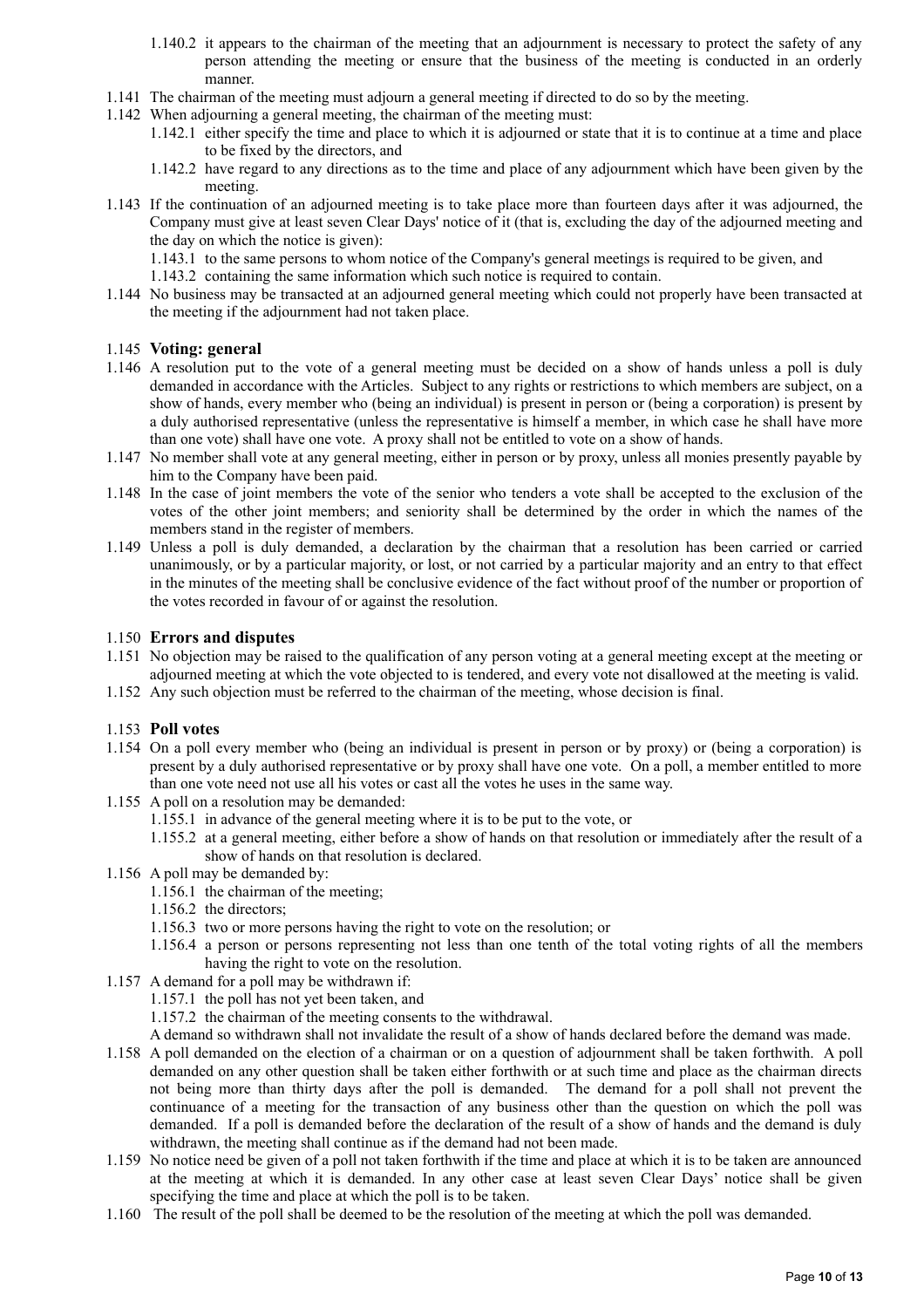1.140.2 it appears to the chairman of the meeting that an adjournment is necessary to protect the safety of any person attending the meeting or ensure that the business of the meeting is conducted in an orderly manner.

1.141 The chairman of the meeting must adjourn a general meeting if directed to do so by the meeting.

1.142 When adjourning a general meeting, the chairman of the meeting must:

1.142.1 either specify the time and place to which it is adjourned or state that it is to continue at a time and place to be fixed by the directors, and

1.142.2 have regard to any directions as to the time and place of any adjournment which have been given by the meeting.

1.143 If the continuation of an adjourned meeting is to take place more than fourteen days after it was adjourned, the Company must give at least seven Clear Days' notice of it (that is, excluding the day of the adjourned meeting and the day on which the notice is given):

1.143.1 to the same persons to whom notice of the Company's general meetings is required to be given, and

1.143.2 containing the same information which such notice is required to contain.

1.144 No business may be transacted at an adjourned general meeting which could not properly have been transacted at the meeting if the adjournment had not taken place.

## 1.145 Voting: general

1.146 A resolution put to the vote of a general meeting must be decided on a show of hands unless a poll is duly demanded in accordance with the Articles. Subject to any rights or restrictions to which members are subject, on a show of hands, every member who (being an individual) is present in person or (being a corporation) is present by a duly authorised representative (unless the representative is himself a member, in which case he shall have more than one vote) shall have one vote. A proxy shall not be entitled to vote on a show of hands.

1.147 No member shall vote at any general meeting, either in person or by proxy, unless all monies presently payable by him to the Company have been paid.

1.148 In the case of joint members the vote of the senior who tenders a vote shall be accepted to the exclusion of the votes of the other joint members; and seniority shall be determined by the order in which the names of the members stand in the register of members.

1.149 Unless a poll is duly demanded, a declaration by the chairman that a resolution has been carried or carried unanimously, or by a particular majority, or lost, or not carried by a particular majority and an entry to that effect in the minutes of the meeting shall be conclusive evidence of the fact without proof of the number or proportion of the votes recorded in favour of or against the resolution.

## 1.150 Errors and disputes

1.151 No objection may be raised to the qualification of any person voting at a general meeting except at the meeting or adjourned meeting at which the vote objected to is tendered, and every vote not disallowed at the meeting is valid.

1.152 Any such objection must be referred to the chairman of the meeting, whose decision is final.

## 1.153 Poll votes

1.154 On a poll every member who (being an individual is present in person or by proxy) or (being a corporation) is present by a duly authorised representative or by proxy shall have one vote. On a poll, a member entitled to more than one vote need not use all his votes or cast all the votes he uses in the same way.

1.155 A poll on a resolution may be demanded:

1.155.1 in advance of the general meeting where it is to be put to the vote, or

1.155.2 at a general meeting, either before a show of hands on that resolution or immediately after the result of a show of hands on that resolution is declared.

1.156 A poll may be demanded by:

1.156.1 the chairman of the meeting;

1.156.2 the directors;

1.156.3 two or more persons having the right to vote on the resolution; or

1.156.4 a person or persons representing not less than one tenth of the total voting rights of all the members having the right to vote on the resolution.

1.157 A demand for a poll may be withdrawn if:

1.157.1 the poll has not yet been taken, and

1.157.2 the chairman of the meeting consents to the withdrawal.

A demand so withdrawn shall not invalidate the result of a show of hands declared before the demand was made.

1.158 A poll demanded on the election of a chairman or on a question of adjournment shall be taken forthwith. A poll demanded on any other question shall be taken either forthwith or at such time and place as the chairman directs not being more than thirty days after the poll is demanded. The demand for a poll shall not prevent the continuance of a meeting for the transaction of any business other than the question on which the poll was demanded. If a poll is demanded before the declaration of the result of a show of hands and the demand is duly withdrawn, the meeting shall continue as if the demand had not been made.

1.159 No notice need be given of a poll not taken forthwith if the time and place at which it is to be taken are announced at the meeting at which it is demanded. In any other case at least seven Clear Days' notice shall be given specifying the time and place at which the poll is to be taken.

1.160 The result of the poll shall be deemed to be the resolution of the meeting at which the poll was demanded.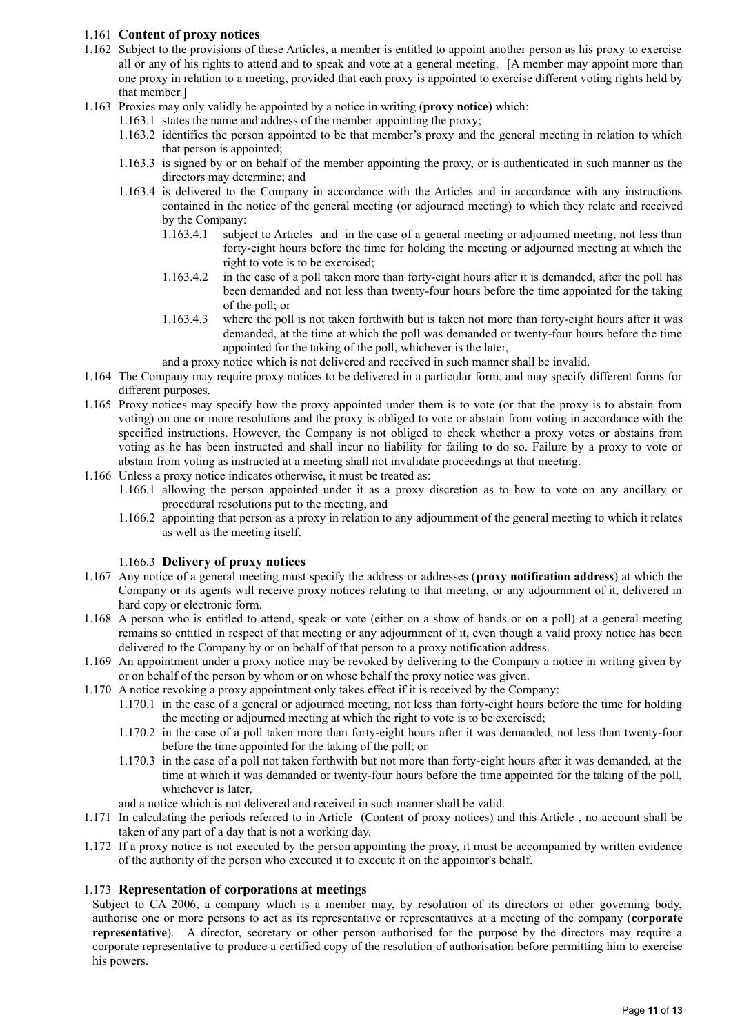## 1.161 **Content of proxy notices**

1.162 Subject to the provisions of these Articles, a member is entitled to appoint another person as his proxy to exercise all or any of his rights to attend and to speak and vote at a general meeting. [A member may appoint more than one proxy in relation to a meeting, provided that each proxy is appointed to exercise different voting rights held by that member.]

1.163 Proxies may only validly be appointed by a notice in writing (**proxy notice**) which:

1.163.1 states the name and address of the member appointing the proxy;

1.163.2 identifies the person appointed to be that member's proxy and the general meeting in relation to which that person is appointed;

1.163.3 is signed by or on behalf of the member appointing the proxy, or is authenticated in such manner as the directors may determine; and

1.163.4 is delivered to the Company in accordance with the Articles and in accordance with any instructions contained in the notice of the general meeting (or adjourned meeting) to which they relate and received by the Company:

1.163.4.1 subject to Articles and in the case of a general meeting or adjourned meeting, not less than forty-eight hours before the time for holding the meeting or adjourned meeting at which the right to vote is to be exercised;

1.163.4.2 in the case of a poll taken more than forty-eight hours after it is demanded, after the poll has been demanded and not less than twenty-four hours before the time appointed for the taking of the poll; or

1.163.4.3 where the poll is not taken forthwith but is taken not more than forty-eight hours after it was demanded, at the time at which the poll was demanded or twenty-four hours before the time appointed for the taking of the poll, whichever is the later,

and a proxy notice which is not delivered and received in such manner shall be invalid.

1.164 The Company may require proxy notices to be delivered in a particular form, and may specify different forms for different purposes.

1.165 Proxy notices may specify how the proxy appointed under them is to vote (or that the proxy is to abstain from voting) on one or more resolutions and the proxy is obliged to vote or abstain from voting in accordance with the specified instructions. However, the Company is not obliged to check whether a proxy votes or abstains from voting as he has been instructed and shall incur no liability for failing to do so. Failure by a proxy to vote or abstain from voting as instructed at a meeting shall not invalidate proceedings at that meeting.

1.166 Unless a proxy notice indicates otherwise, it must be treated as:

1.166.1 allowing the person appointed under it as a proxy discretion as to how to vote on any ancillary or procedural resolutions put to the meeting, and

1.166.2 appointing that person as a proxy in relation to any adjournment of the general meeting to which it relates as well as the meeting itself.

### 1.166.3 **Delivery of proxy notices**

1.167 Any notice of a general meeting must specify the address or addresses (**proxy notification address**) at which the Company or its agents will receive proxy notices relating to that meeting, or any adjournment of it, delivered in hard copy or electronic form.

1.168 A person who is entitled to attend, speak or vote (either on a show of hands or on a poll) at a general meeting remains so entitled in respect of that meeting or any adjournment of it, even though a valid proxy notice has been delivered to the Company by or on behalf of that person to a proxy notification address.

1.169 An appointment under a proxy notice may be revoked by delivering to the Company a notice in writing given by or on behalf of the person by whom or on whose behalf the proxy notice was given.

1.170 A notice revoking a proxy appointment only takes effect if it is received by the Company:

1.170.1 in the case of a general or adjourned meeting, not less than forty-eight hours before the time for holding the meeting or adjourned meeting at which the right to vote is to be exercised;

1.170.2 in the case of a poll taken more than forty-eight hours after it was demanded, not less than twenty-four before the time appointed for the taking of the poll; or

1.170.3 in the case of a poll not taken forthwith but not more than forty-eight hours after it was demanded, at the time at which it was demanded or twenty-four hours before the time appointed for the taking of the poll, whichever is later,

and a notice which is not delivered and received in such manner shall be valid.

1.171 In calculating the periods referred to in Article (Content of proxy notices) and this Article , no account shall be taken of any part of a day that is not a working day.

1.172 If a proxy notice is not executed by the person appointing the proxy, it must be accompanied by written evidence of the authority of the person who executed it to execute it on the appointor's behalf.

## 1.173 **Representation of corporations at meetings**

Subject to CA 2006, a company which is a member may, by resolution of its directors or other governing body, authorise one or more persons to act as its representative or representatives at a meeting of the company (**corporate representative**). A director, secretary or other person authorised for the purpose by the directors may require a corporate representative to produce a certified copy of the resolution of authorisation before permitting him to exercise his powers.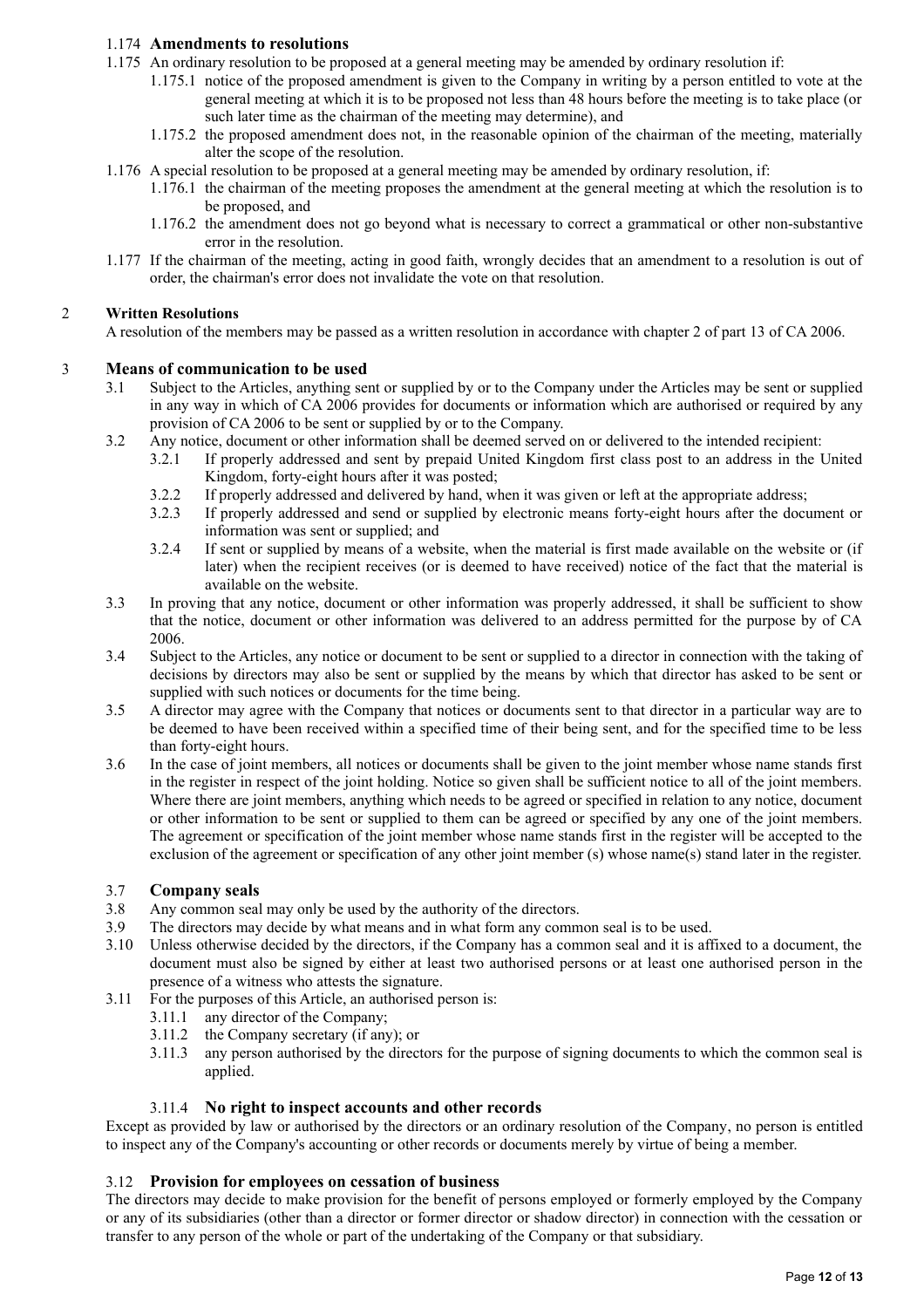### 1.174 Amendments to resolutions

1.175 An ordinary resolution to be proposed at a general meeting may be amended by ordinary resolution if:

1.175.1 notice of the proposed amendment is given to the Company in writing by a person entitled to vote at the general meeting at which it is to be proposed not less than 48 hours before the meeting is to take place (or such later time as the chairman of the meeting may determine), and

1.175.2 the proposed amendment does not, in the reasonable opinion of the chairman of the meeting, materially alter the scope of the resolution.

1.176 A special resolution to be proposed at a general meeting may be amended by ordinary resolution, if:

1.176.1 the chairman of the meeting proposes the amendment at the general meeting at which the resolution is to be proposed, and

1.176.2 the amendment does not go beyond what is necessary to correct a grammatical or other non-substantive error in the resolution.

1.177 If the chairman of the meeting, acting in good faith, wrongly decides that an amendment to a resolution is out of order, the chairman's error does not invalidate the vote on that resolution.

## 2 Written Resolutions

A resolution of the members may be passed as a written resolution in accordance with chapter 2 of part 13 of CA 2006.

## 3 Means of communication to be used

3.1 Subject to the Articles, anything sent or supplied by or to the Company under the Articles may be sent or supplied in any way in which of CA 2006 provides for documents or information which are authorised or required by any provision of CA 2006 to be sent or supplied by or to the Company.

3.2 Any notice, document or other information shall be deemed served on or delivered to the intended recipient:

3.2.1 If properly addressed and sent by prepaid United Kingdom first class post to an address in the United Kingdom, forty-eight hours after it was posted;

3.2.2 If properly addressed and delivered by hand, when it was given or left at the appropriate address;

3.2.3 If properly addressed and send or supplied by electronic means forty-eight hours after the document or information was sent or supplied; and

3.2.4 If sent or supplied by means of a website, when the material is first made available on the website or (if later) when the recipient receives (or is deemed to have received) notice of the fact that the material is available on the website.

3.3 In proving that any notice, document or other information was properly addressed, it shall be sufficient to show that the notice, document or other information was delivered to an address permitted for the purpose by of CA 2006.

3.4 Subject to the Articles, any notice or document to be sent or supplied to a director in connection with the taking of decisions by directors may also be sent or supplied by the means by which that director has asked to be sent or supplied with such notices or documents for the time being.

3.5 A director may agree with the Company that notices or documents sent to that director in a particular way are to be deemed to have been received within a specified time of their being sent, and for the specified time to be less than forty-eight hours.

3.6 In the case of joint members, all notices or documents shall be given to the joint member whose name stands first in the register in respect of the joint holding. Notice so given shall be sufficient notice to all of the joint members. Where there are joint members, anything which needs to be agreed or specified in relation to any notice, document or other information to be sent or supplied to them can be agreed or specified by any one of the joint members. The agreement or specification of the joint member whose name stands first in the register will be accepted to the exclusion of the agreement or specification of any other joint member (s) whose name(s) stand later in the register.

### 3.7 Company seals

3.8 Any common seal may only be used by the authority of the directors.

3.9 The directors may decide by what means and in what form any common seal is to be used.

3.10 Unless otherwise decided by the directors, if the Company has a common seal and it is affixed to a document, the document must also be signed by either at least two authorised persons or at least one authorised person in the presence of a witness who attests the signature.

3.11 For the purposes of this Article, an authorised person is:

3.11.1 any director of the Company;

3.11.2 the Company secretary (if any); or

3.11.3 any person authorised by the directors for the purpose of signing documents to which the common seal is applied.

### 3.11.4 No right to inspect accounts and other records

Except as provided by law or authorised by the directors or an ordinary resolution of the Company, no person is entitled to inspect any of the Company's accounting or other records or documents merely by virtue of being a member.

### 3.12 Provision for employees on cessation of business

The directors may decide to make provision for the benefit of persons employed or formerly employed by the Company or any of its subsidiaries (other than a director or former director or shadow director) in connection with the cessation or transfer to any person of the whole or part of the undertaking of the Company or that subsidiary.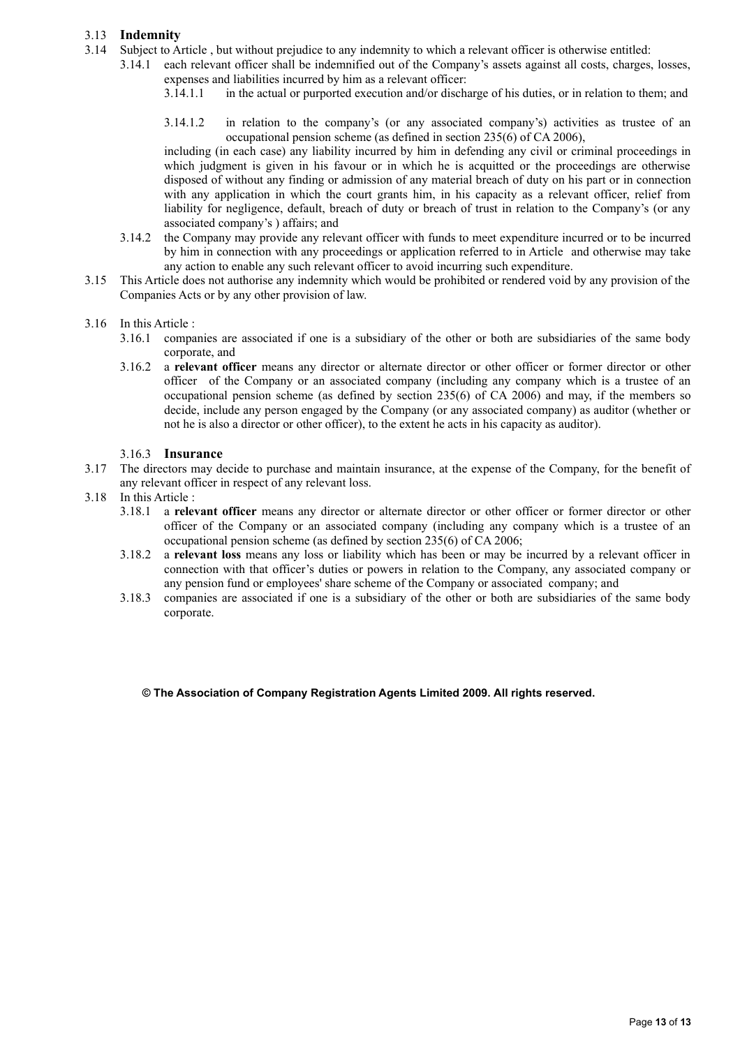### 3.13 Indemnity

3.14 Subject to Article , but without prejudice to any indemnity to which a relevant officer is otherwise entitled:

3.14.1 each relevant officer shall be indemnified out of the Company's assets against all costs, charges, losses, expenses and liabilities incurred by him as a relevant officer:

3.14.1.1 in the actual or purported execution and/or discharge of his duties, or in relation to them; and

3.14.1.2 in relation to the company's (or any associated company's) activities as trustee of an occupational pension scheme (as defined in section 235(6) of CA 2006),

including (in each case) any liability incurred by him in defending any civil or criminal proceedings in which judgment is given in his favour or in which he is acquitted or the proceedings are otherwise disposed of without any finding or admission of any material breach of duty on his part or in connection with any application in which the court grants him, in his capacity as a relevant officer, relief from liability for negligence, default, breach of duty or breach of trust in relation to the Company's (or any associated company's ) affairs; and

3.14.2 the Company may provide any relevant officer with funds to meet expenditure incurred or to be incurred by him in connection with any proceedings or application referred to in Article and otherwise may take any action to enable any such relevant officer to avoid incurring such expenditure.

3.15 This Article does not authorise any indemnity which would be prohibited or rendered void by any provision of the Companies Acts or by any other provision of law.

3.16 In this Article :

3.16.1 companies are associated if one is a subsidiary of the other or both are subsidiaries of the same body corporate, and

3.16.2 a **relevant officer** means any director or alternate director or other officer or former director or other officer of the Company or an associated company (including any company which is a trustee of an occupational pension scheme (as defined by section 235(6) of CA 2006) and may, if the members so decide, include any person engaged by the Company (or any associated company) as auditor (whether or not he is also a director or other officer), to the extent he acts in his capacity as auditor).

### 3.16.3 Insurance

3.17 The directors may decide to purchase and maintain insurance, at the expense of the Company, for the benefit of any relevant officer in respect of any relevant loss.

3.18 In this Article :

3.18.1 a **relevant officer** means any director or alternate director or other officer or former director or other officer of the Company or an associated company (including any company which is a trustee of an occupational pension scheme (as defined by section 235(6) of CA 2006;

3.18.2 a **relevant loss** means any loss or liability which has been or may be incurred by a relevant officer in connection with that officer's duties or powers in relation to the Company, any associated company or any pension fund or employees' share scheme of the Company or associated company; and

3.18.3 companies are associated if one is a subsidiary of the other or both are subsidiaries of the same body corporate.

**© The Association of Company Registration Agents Limited 2009. All rights reserved.**